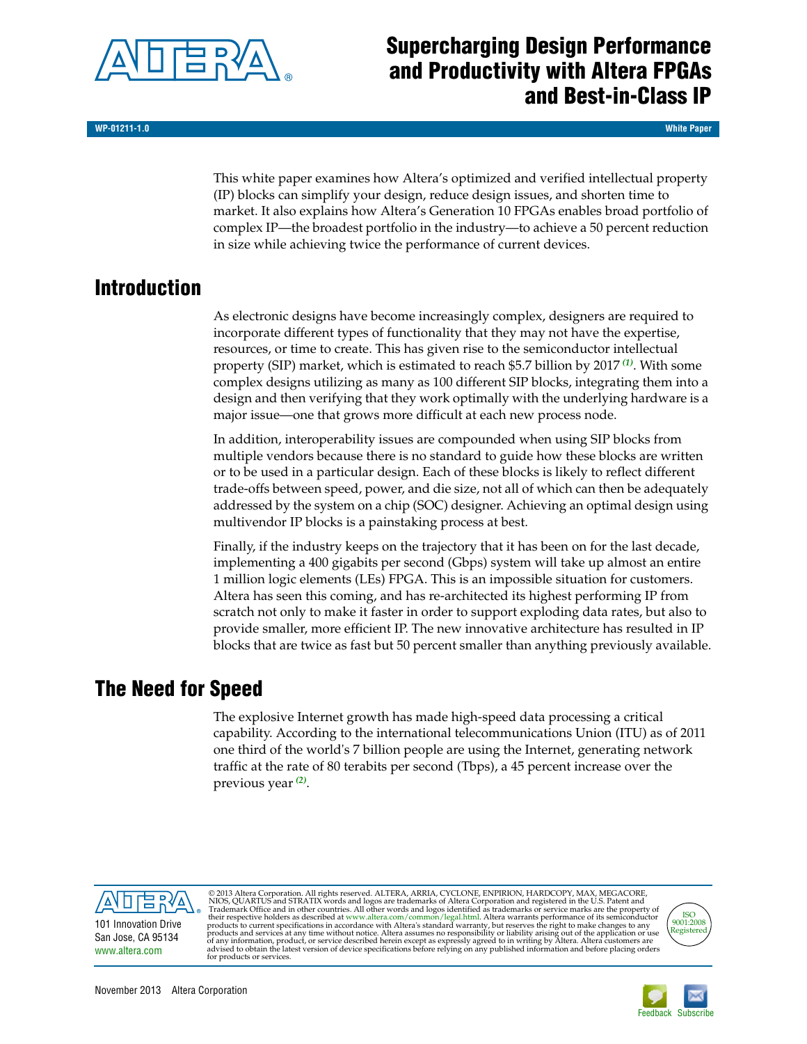# Supercharging Design Performance and Productivity with Altera FPGAs and Best-in-Class IP

WP-01211-1.0

White Paper

This white paper examines how Altera's optimized and verified intellectual property (IP) blocks can simplify your design, reduce design issues, and shorten time to market. It also explains how Altera's Generation 10 FPGAs enables broad portfolio of complex IP—the broadest portfolio in the industry—to achieve a 50 percent reduction in size while achieving twice the performance of current devices.

## Introduction

As electronic designs have become increasingly complex, designers are required to incorporate different types of functionality that they may not have the expertise, resources, or time to create. This has given rise to the semiconductor intellectual property (SIP) market, which is estimated to reach $5.7 billion by 2017 [(1)]. With some complex designs utilizing as many as 100 different SIP blocks, integrating them into a design and then verifying that they work optimally with the underlying hardware is a major issue—one that grows more difficult at each new process node.

In addition, interoperability issues are compounded when using SIP blocks from multiple vendors because there is no standard to guide how these blocks are written or to be used in a particular design. Each of these blocks is likely to reflect different trade-offs between speed, power, and die size, not all of which can then be adequately addressed by the system on a chip (SOC) designer. Achieving an optimal design using multivendor IP blocks is a painstaking process at best.

Finally, if the industry keeps on the trajectory that it has been on for the last decade, implementing a 400 gigabits per second (Gbps) system will take up almost an entire 1 million logic elements (LEs) FPGA. This is an impossible situation for customers. Altera has seen this coming, and has re-architected its highest performing IP from scratch not only to make it faster in order to support exploding data rates, but also to provide smaller, more efficient IP. The new innovative architecture has resulted in IP blocks that are twice as fast but 50 percent smaller than anything previously available.

## The Need for Speed

The explosive Internet growth has made high-speed data processing a critical capability. According to the international telecommunications Union (ITU) as of 2011 one third of the world's 7 billion people are using the Internet, generating network traffic at the rate of 80 terabits per second (Tbps), a 45 percent increase over the previous year [(2)].

101 Innovation Drive
San Jose, CA 95134
www.altera.com

© 2013 Altera Corporation. All rights reserved. ALTERA, ARRIA, CYCLONE, ENPIRION, HARDCOPY, MAX, MEGACORE, NIOS, QUARTUS and STRATIX words and logos are trademarks of Altera Corporation and registered in the U.S. Patent and Trademark Office and in other countries. All other words and logos identified as trademarks or service marks are the property of their respective holders as described at www.altera.com/common/legal.html. Altera warrants performance of its semiconductor products to current specifications in accordance with Altera's standard warranty, but reserves the right to make changes to any products and services at any time without notice. Altera assumes no responsibility or liability arising out of the application or use of any information, product, or service described herein except as expressly agreed to in writing by Altera. Altera customers are advised to obtain the latest version of device specifications before relying on any published information and before placing orders for products or services.

ISO 9001:2008 Registered

November 2013 Altera Corporation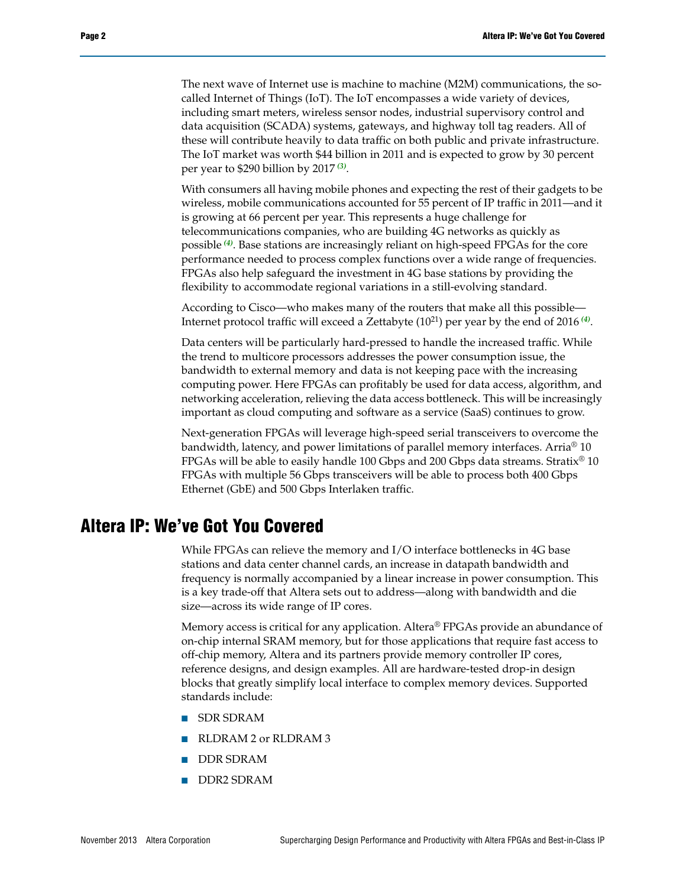The next wave of Internet use is machine to machine (M2M) communications, the so-called Internet of Things (IoT). The IoT encompasses a wide variety of devices, including smart meters, wireless sensor nodes, industrial supervisory control and data acquisition (SCADA) systems, gateways, and highway toll tag readers. All of these will contribute heavily to data traffic on both public and private infrastructure. The IoT market was worth $44 billion in 2011 and is expected to grow by 30 percent per year to $290 billion by 2017 [(3)].

With consumers all having mobile phones and expecting the rest of their gadgets to be wireless, mobile communications accounted for 55 percent of IP traffic in 2011—and it is growing at 66 percent per year. This represents a huge challenge for telecommunications companies, who are building 4G networks as quickly as possible [(4)]. Base stations are increasingly reliant on high-speed FPGAs for the core performance needed to process complex functions over a wide range of frequencies. FPGAs also help safeguard the investment in 4G base stations by providing the flexibility to accommodate regional variations in a still-evolving standard.

According to Cisco—who makes many of the routers that make all this possible—Internet protocol traffic will exceed a Zettabyte ($10^{21}$) per year by the end of 2016 [(4)].

Data centers will be particularly hard-pressed to handle the increased traffic. While the trend to multicore processors addresses the power consumption issue, the bandwidth to external memory and data is not keeping pace with the increasing computing power. Here FPGAs can profitably be used for data access, algorithm, and networking acceleration, relieving the data access bottleneck. This will be increasingly important as cloud computing and software as a service (SaaS) continues to grow.

Next-generation FPGAs will leverage high-speed serial transceivers to overcome the bandwidth, latency, and power limitations of parallel memory interfaces. Arria® 10 FPGAs will be able to easily handle 100 Gbps and 200 Gbps data streams. Stratix® 10 FPGAs with multiple 56 Gbps transceivers will be able to process both 400 Gbps Ethernet (GbE) and 500 Gbps Interlaken traffic.

# Altera IP: We've Got You Covered

While FPGAs can relieve the memory and I/O interface bottlenecks in 4G base stations and data center channel cards, an increase in datapath bandwidth and frequency is normally accompanied by a linear increase in power consumption. This is a key trade-off that Altera sets out to address—along with bandwidth and die size—across its wide range of IP cores.

Memory access is critical for any application. Altera® FPGAs provide an abundance of on-chip internal SRAM memory, but for those applications that require fast access to off-chip memory, Altera and its partners provide memory controller IP cores, reference designs, and design examples. All are hardware-tested drop-in design blocks that greatly simplify local interface to complex memory devices. Supported standards include:

- SDR SDRAM
- RLDRAM 2 or RLDRAM 3
- DDR SDRAM
- DDR2 SDRAM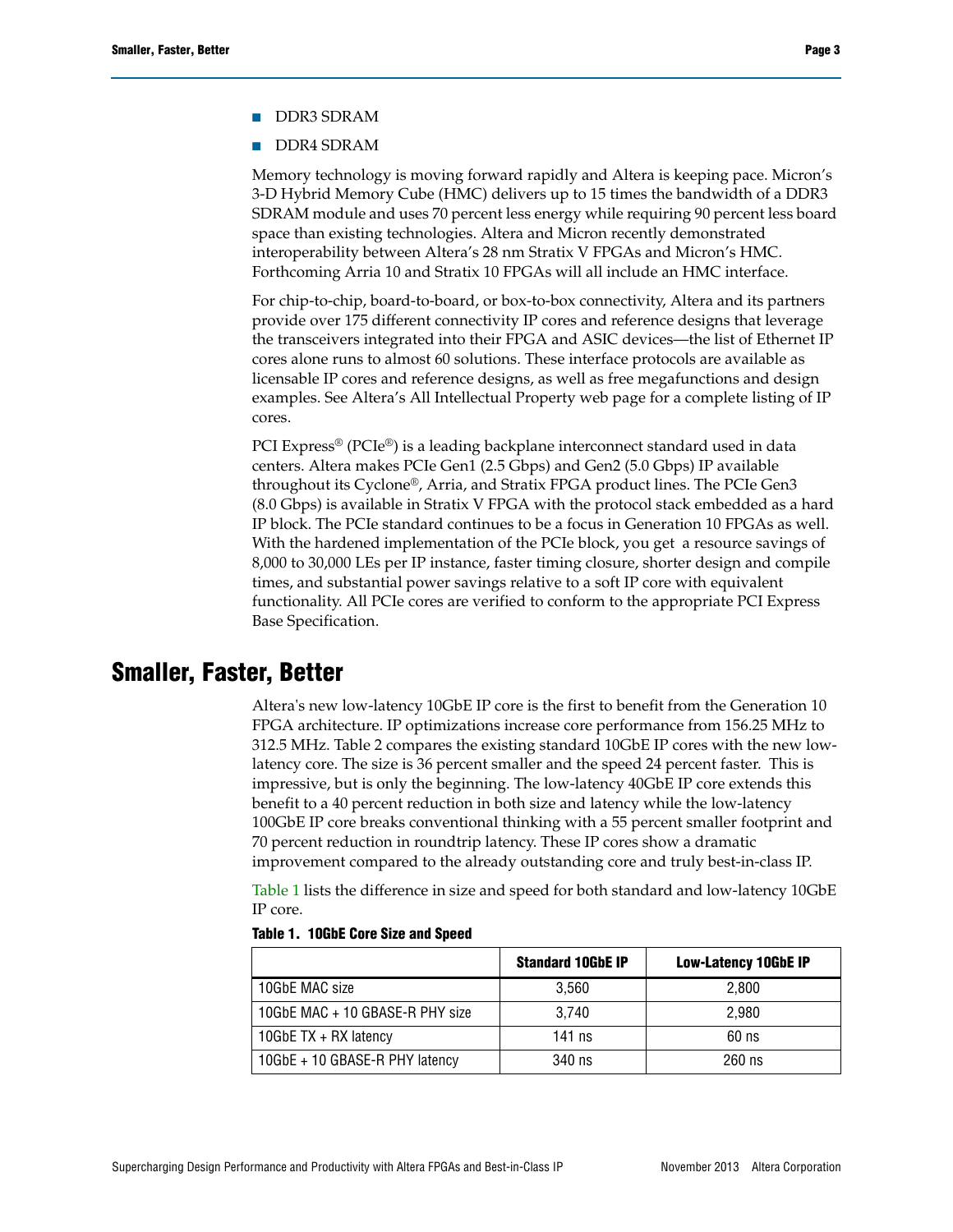- DDR3 SDRAM
- DDR4 SDRAM

Memory technology is moving forward rapidly and Altera is keeping pace. Micron's 3-D Hybrid Memory Cube (HMC) delivers up to 15 times the bandwidth of a DDR3 SDRAM module and uses 70 percent less energy while requiring 90 percent less board space than existing technologies. Altera and Micron recently demonstrated interoperability between Altera's 28 nm Stratix V FPGAs and Micron's HMC. Forthcoming Arria 10 and Stratix 10 FPGAs will all include an HMC interface.

For chip-to-chip, board-to-board, or box-to-box connectivity, Altera and its partners provide over 175 different connectivity IP cores and reference designs that leverage the transceivers integrated into their FPGA and ASIC devices—the list of Ethernet IP cores alone runs to almost 60 solutions. These interface protocols are available as licensable IP cores and reference designs, as well as free megafunctions and design examples. See Altera's All Intellectual Property web page for a complete listing of IP cores.

PCI Express® (PCIe®) is a leading backplane interconnect standard used in data centers. Altera makes PCIe Gen1 (2.5 Gbps) and Gen2 (5.0 Gbps) IP available throughout its Cyclone®, Arria, and Stratix FPGA product lines. The PCIe Gen3 (8.0 Gbps) is available in Stratix V FPGA with the protocol stack embedded as a hard IP block. The PCIe standard continues to be a focus in Generation 10 FPGAs as well. With the hardened implementation of the PCIe block, you get a resource savings of 8,000 to 30,000 LEs per IP instance, faster timing closure, shorter design and compile times, and substantial power savings relative to a soft IP core with equivalent functionality. All PCIe cores are verified to conform to the appropriate PCI Express Base Specification.

# Smaller, Faster, Better

Altera's new low-latency 10GbE IP core is the first to benefit from the Generation 10 FPGA architecture. IP optimizations increase core performance from 156.25 MHz to 312.5 MHz. Table 2 compares the existing standard 10GbE IP cores with the new low-latency core. The size is 36 percent smaller and the speed 24 percent faster. This is impressive, but is only the beginning. The low-latency 40GbE IP core extends this benefit to a 40 percent reduction in both size and latency while the low-latency 100GbE IP core breaks conventional thinking with a 55 percent smaller footprint and 70 percent reduction in roundtrip latency. These IP cores show a dramatic improvement compared to the already outstanding core and truly best-in-class IP.

Table 1 lists the difference in size and speed for both standard and low-latency 10GbE IP core.

**Table 1. 10GbE Core Size and Speed**

| | Standard 10GbE IP | Low-Latency 10GbE IP |
|---|---|---|
| 10GbE MAC size | 3,560 | 2,800 |
| 10GbE MAC + 10 GBASE-R PHY size | 3,740 | 2,980 |
| 10GbE TX + RX latency | 141 ns | 60 ns |
| 10GbE + 10 GBASE-R PHY latency | 340 ns | 260 ns |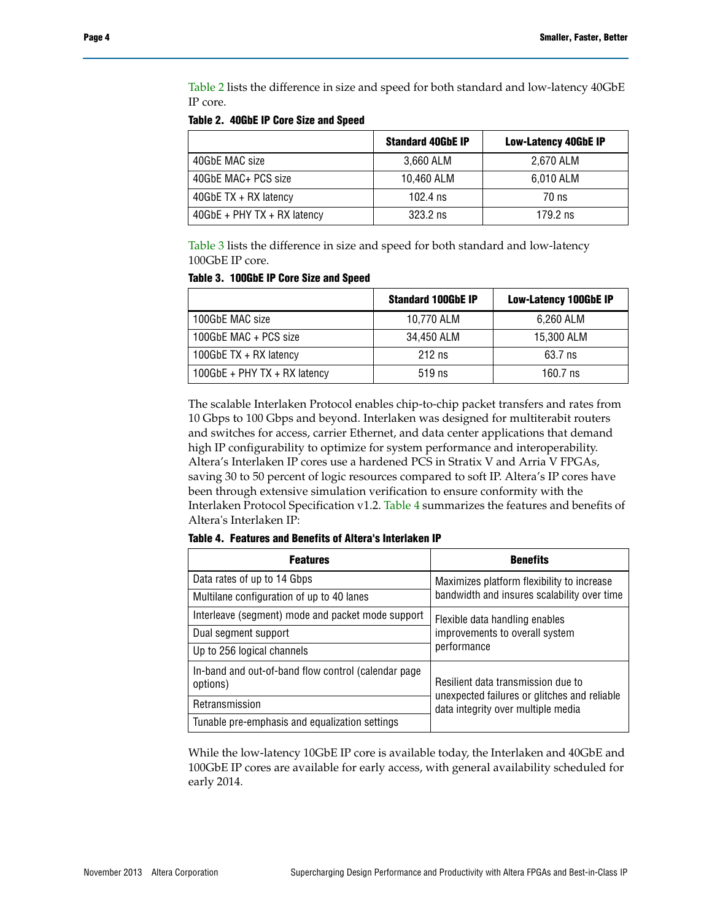Table 2 lists the difference in size and speed for both standard and low-latency 40GbE IP core.

**Table 2. 40GbE IP Core Size and Speed**

| | Standard 40GbE IP | Low-Latency 40GbE IP |
|---|---|---|
| 40GbE MAC size | 3,660 ALM | 2,670 ALM |
| 40GbE MAC+ PCS size | 10,460 ALM | 6,010 ALM |
| 40GbE TX + RX latency | 102.4 ns | 70 ns |
| 40GbE + PHY TX + RX latency | 323.2 ns | 179.2 ns |

Table 3 lists the difference in size and speed for both standard and low-latency 100GbE IP core.

**Table 3. 100GbE IP Core Size and Speed**

| | Standard 100GbE IP | Low-Latency 100GbE IP |
|---|---|---|
| 100GbE MAC size | 10,770 ALM | 6,260 ALM |
| 100GbE MAC + PCS size | 34,450 ALM | 15,300 ALM |
| 100GbE TX + RX latency | 212 ns | 63.7 ns |
| 100GbE + PHY TX + RX latency | 519 ns | 160.7 ns |

The scalable Interlaken Protocol enables chip-to-chip packet transfers and rates from 10 Gbps to 100 Gbps and beyond. Interlaken was designed for multiterabit routers and switches for access, carrier Ethernet, and data center applications that demand high IP configurability to optimize for system performance and interoperability. Altera's Interlaken IP cores use a hardened PCS in Stratix V and Arria V FPGAs, saving 30 to 50 percent of logic resources compared to soft IP. Altera's IP cores have been through extensive simulation verification to ensure conformity with the Interlaken Protocol Specification v1.2. Table 4 summarizes the features and benefits of Altera's Interlaken IP:

**Table 4. Features and Benefits of Altera's Interlaken IP**

| Features | Benefits |
|---|---|
| Data rates of up to 14 Gbps | Maximizes platform flexibility to increase bandwidth and insures scalability over time |
| Multilane configuration of up to 40 lanes | |
| Interleave (segment) mode and packet mode support | Flexible data handling enables improvements to overall system performance |
| Dual segment support | |
| Up to 256 logical channels | |
| In-band and out-of-band flow control (calendar page options) | Resilient data transmission due to unexpected failures or glitches and reliable data integrity over multiple media |
| Retransmission | |
| Tunable pre-emphasis and equalization settings | |

While the low-latency 10GbE IP core is available today, the Interlaken and 40GbE and 100GbE IP cores are available for early access, with general availability scheduled for early 2014.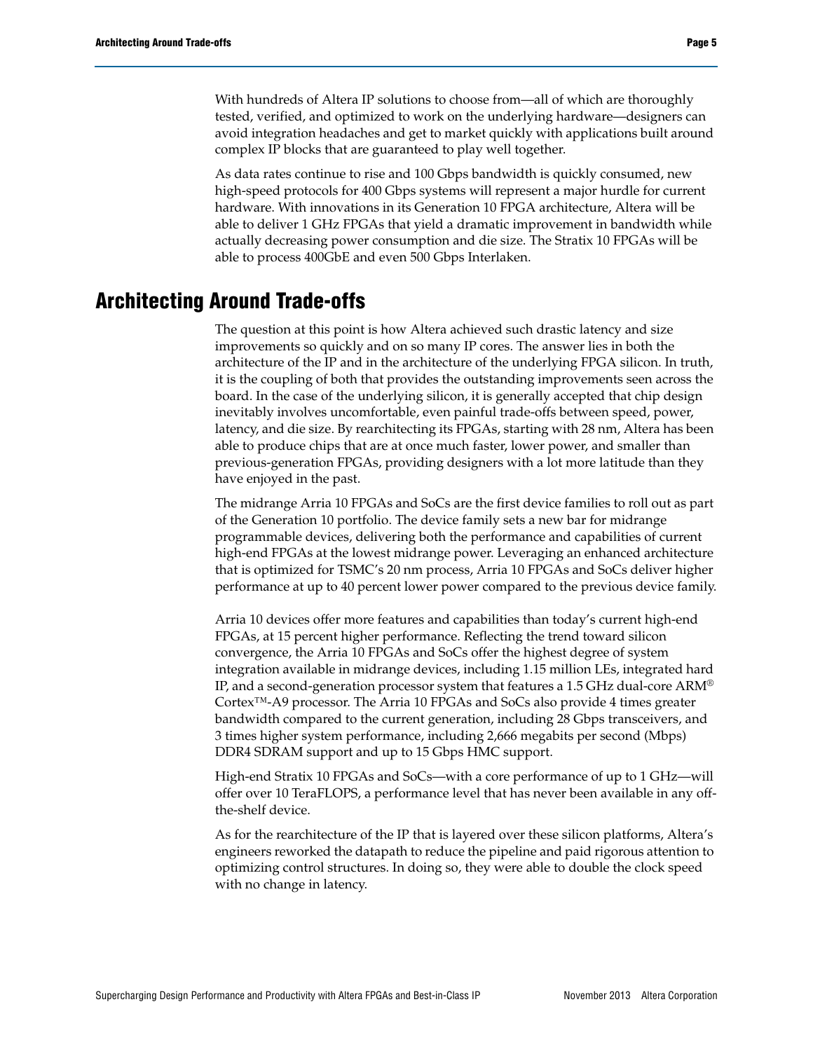With hundreds of Altera IP solutions to choose from—all of which are thoroughly tested, verified, and optimized to work on the underlying hardware—designers can avoid integration headaches and get to market quickly with applications built around complex IP blocks that are guaranteed to play well together.

As data rates continue to rise and 100 Gbps bandwidth is quickly consumed, new high-speed protocols for 400 Gbps systems will represent a major hurdle for current hardware. With innovations in its Generation 10 FPGA architecture, Altera will be able to deliver 1 GHz FPGAs that yield a dramatic improvement in bandwidth while actually decreasing power consumption and die size. The Stratix 10 FPGAs will be able to process 400GbE and even 500 Gbps Interlaken.

# Architecting Around Trade-offs

The question at this point is how Altera achieved such drastic latency and size improvements so quickly and on so many IP cores. The answer lies in both the architecture of the IP and in the architecture of the underlying FPGA silicon. In truth, it is the coupling of both that provides the outstanding improvements seen across the board. In the case of the underlying silicon, it is generally accepted that chip design inevitably involves uncomfortable, even painful trade-offs between speed, power, latency, and die size. By rearchitecting its FPGAs, starting with 28 nm, Altera has been able to produce chips that are at once much faster, lower power, and smaller than previous-generation FPGAs, providing designers with a lot more latitude than they have enjoyed in the past.

The midrange Arria 10 FPGAs and SoCs are the first device families to roll out as part of the Generation 10 portfolio. The device family sets a new bar for midrange programmable devices, delivering both the performance and capabilities of current high-end FPGAs at the lowest midrange power. Leveraging an enhanced architecture that is optimized for TSMC's 20 nm process, Arria 10 FPGAs and SoCs deliver higher performance at up to 40 percent lower power compared to the previous device family.

Arria 10 devices offer more features and capabilities than today's current high-end FPGAs, at 15 percent higher performance. Reflecting the trend toward silicon convergence, the Arria 10 FPGAs and SoCs offer the highest degree of system integration available in midrange devices, including 1.15 million LEs, integrated hard IP, and a second-generation processor system that features a 1.5 GHz dual-core ARM® Cortex™-A9 processor. The Arria 10 FPGAs and SoCs also provide 4 times greater bandwidth compared to the current generation, including 28 Gbps transceivers, and 3 times higher system performance, including 2,666 megabits per second (Mbps) DDR4 SDRAM support and up to 15 Gbps HMC support.

High-end Stratix 10 FPGAs and SoCs—with a core performance of up to 1 GHz—will offer over 10 TeraFLOPS, a performance level that has never been available in any off-the-shelf device.

As for the rearchitecture of the IP that is layered over these silicon platforms, Altera's engineers reworked the datapath to reduce the pipeline and paid rigorous attention to optimizing control structures. In doing so, they were able to double the clock speed with no change in latency.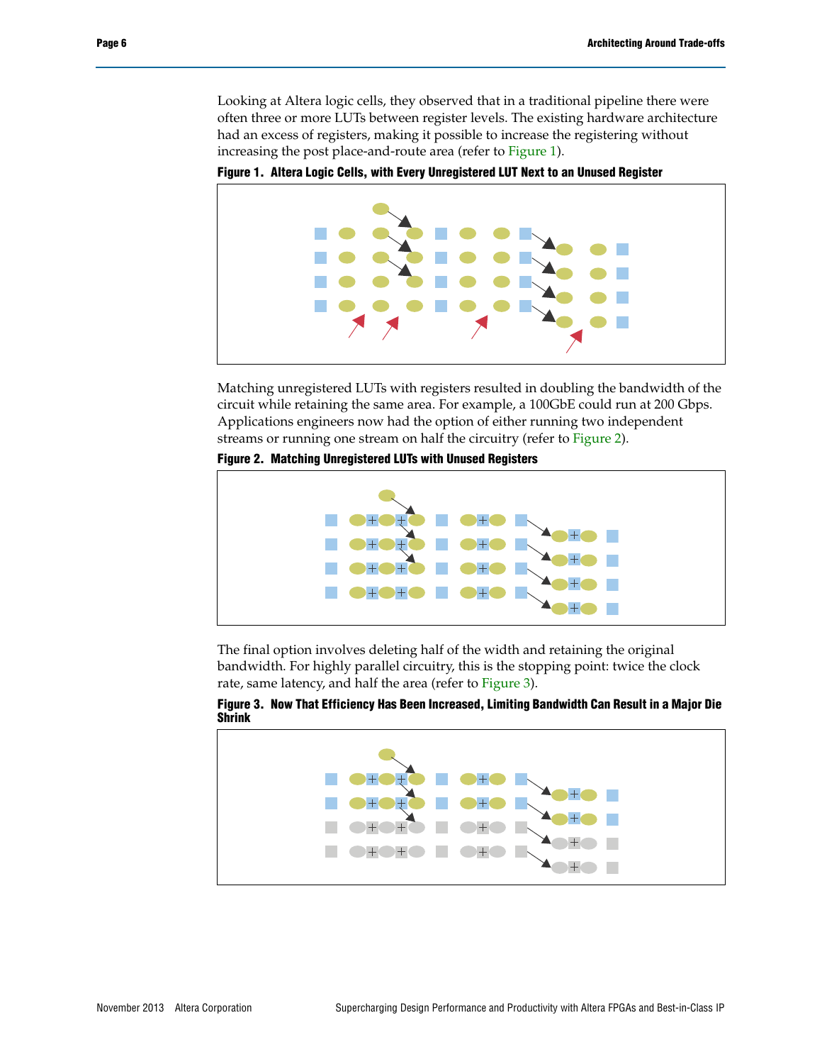Looking at Altera logic cells, they observed that in a traditional pipeline there were often three or more LUTs between register levels. The existing hardware architecture had an excess of registers, making it possible to increase the registering without increasing the post place-and-route area (refer to Figure 1).

**Figure 1. Altera Logic Cells, with Every Unregistered LUT Next to an Unused Register**

Matching unregistered LUTs with registers resulted in doubling the bandwidth of the circuit while retaining the same area. For example, a 100GbE could run at 200 Gbps. Applications engineers now had the option of either running two independent streams or running one stream on half the circuitry (refer to Figure 2).

**Figure 2. Matching Unregistered LUTs with Unused Registers**

The final option involves deleting half of the width and retaining the original bandwidth. For highly parallel circuitry, this is the stopping point: twice the clock rate, same latency, and half the area (refer to Figure 3).

**Figure 3. Now That Efficiency Has Been Increased, Limiting Bandwidth Can Result in a Major Die Shrink**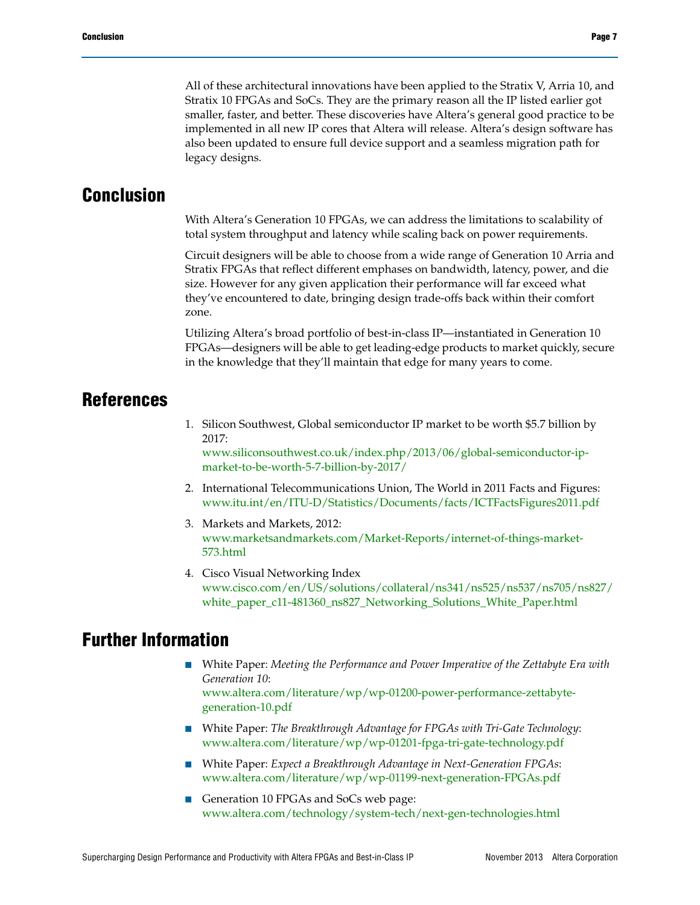All of these architectural innovations have been applied to the Stratix V, Arria 10, and Stratix 10 FPGAs and SoCs. They are the primary reason all the IP listed earlier got smaller, faster, and better. These discoveries have Altera's general good practice to be implemented in all new IP cores that Altera will release. Altera's design software has also been updated to ensure full device support and a seamless migration path for legacy designs.

## Conclusion

With Altera's Generation 10 FPGAs, we can address the limitations to scalability of total system throughput and latency while scaling back on power requirements.

Circuit designers will be able to choose from a wide range of Generation 10 Arria and Stratix FPGAs that reflect different emphases on bandwidth, latency, power, and die size. However for any given application their performance will far exceed what they've encountered to date, bringing design trade-offs back within their comfort zone.

Utilizing Altera's broad portfolio of best-in-class IP—instantiated in Generation 10 FPGAs—designers will be able to get leading-edge products to market quickly, secure in the knowledge that they'll maintain that edge for many years to come.

## References

1. Silicon Southwest, Global semiconductor IP market to be worth $5.7 billion by 2017:
   www.siliconsouthwest.co.uk/index.php/2013/06/global-semiconductor-ip-market-to-be-worth-5-7-billion-by-2017/
2. International Telecommunications Union, The World in 2011 Facts and Figures:
   www.itu.int/en/ITU-D/Statistics/Documents/facts/ICTFactsFigures2011.pdf
3. Markets and Markets, 2012:
   www.marketsandmarkets.com/Market-Reports/internet-of-things-market-573.html
4. Cisco Visual Networking Index
   www.cisco.com/en/US/solutions/collateral/ns341/ns525/ns537/ns705/ns827/white_paper_c11-481360_ns827_Networking_Solutions_White_Paper.html

## Further Information

- White Paper: *Meeting the Performance and Power Imperative of the Zettabyte Era with Generation 10*:
  www.altera.com/literature/wp/wp-01200-power-performance-zettabyte-generation-10.pdf
- White Paper: *The Breakthrough Advantage for FPGAs with Tri-Gate Technology*:
  www.altera.com/literature/wp/wp-01201-fpga-tri-gate-technology.pdf
- White Paper: *Expect a Breakthrough Advantage in Next-Generation FPGAs*:
  www.altera.com/literature/wp/wp-01199-next-generation-FPGAs.pdf
- Generation 10 FPGAs and SoCs web page:
  www.altera.com/technology/system-tech/next-gen-technologies.html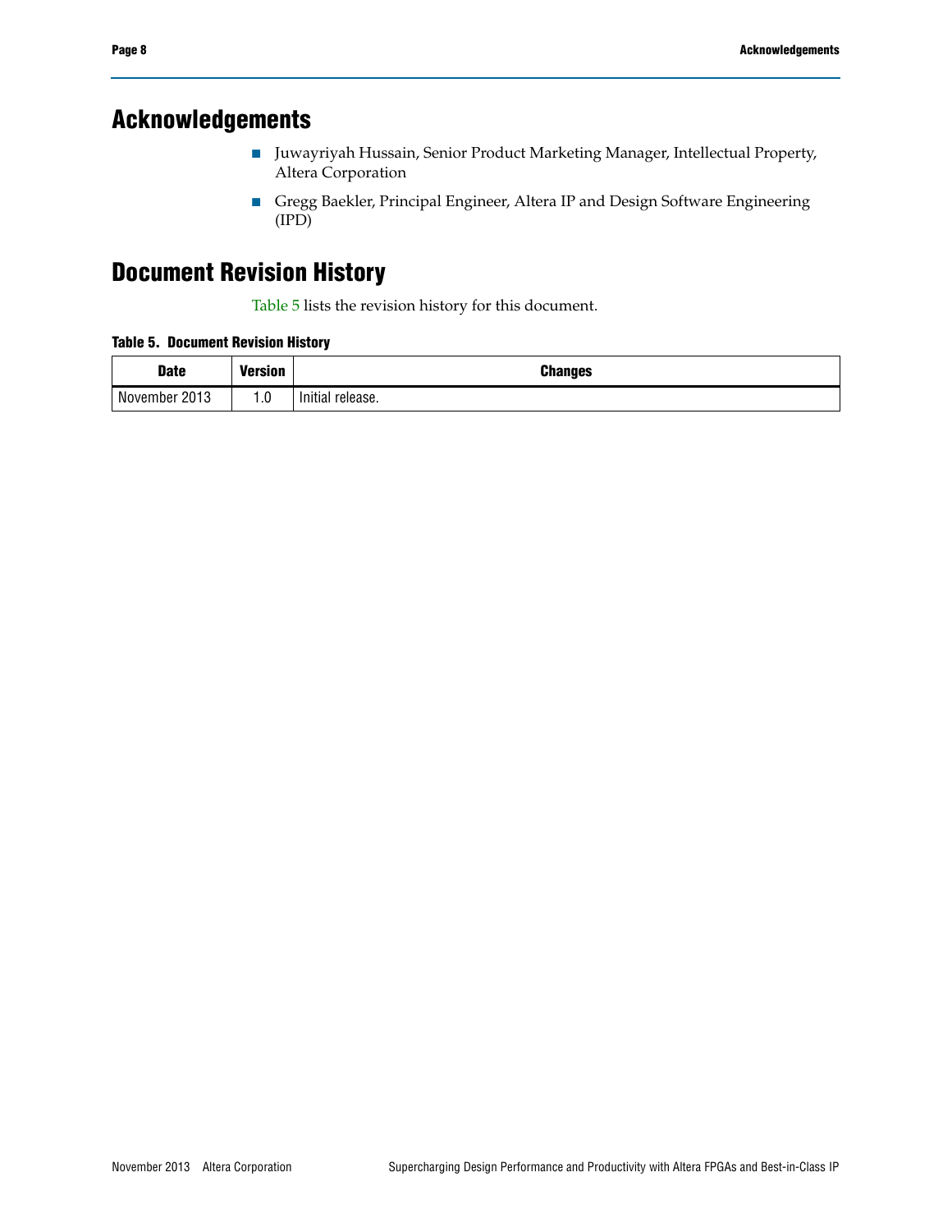## Acknowledgements

- Juwayriyah Hussain, Senior Product Marketing Manager, Intellectual Property, Altera Corporation
- Gregg Baekler, Principal Engineer, Altera IP and Design Software Engineering (IPD)

## Document Revision History

Table 5 lists the revision history for this document.

**Table 5. Document Revision History**

| Date | Version | Changes |
|---|---|---|
| November 2013 | 1.0 | Initial release. |